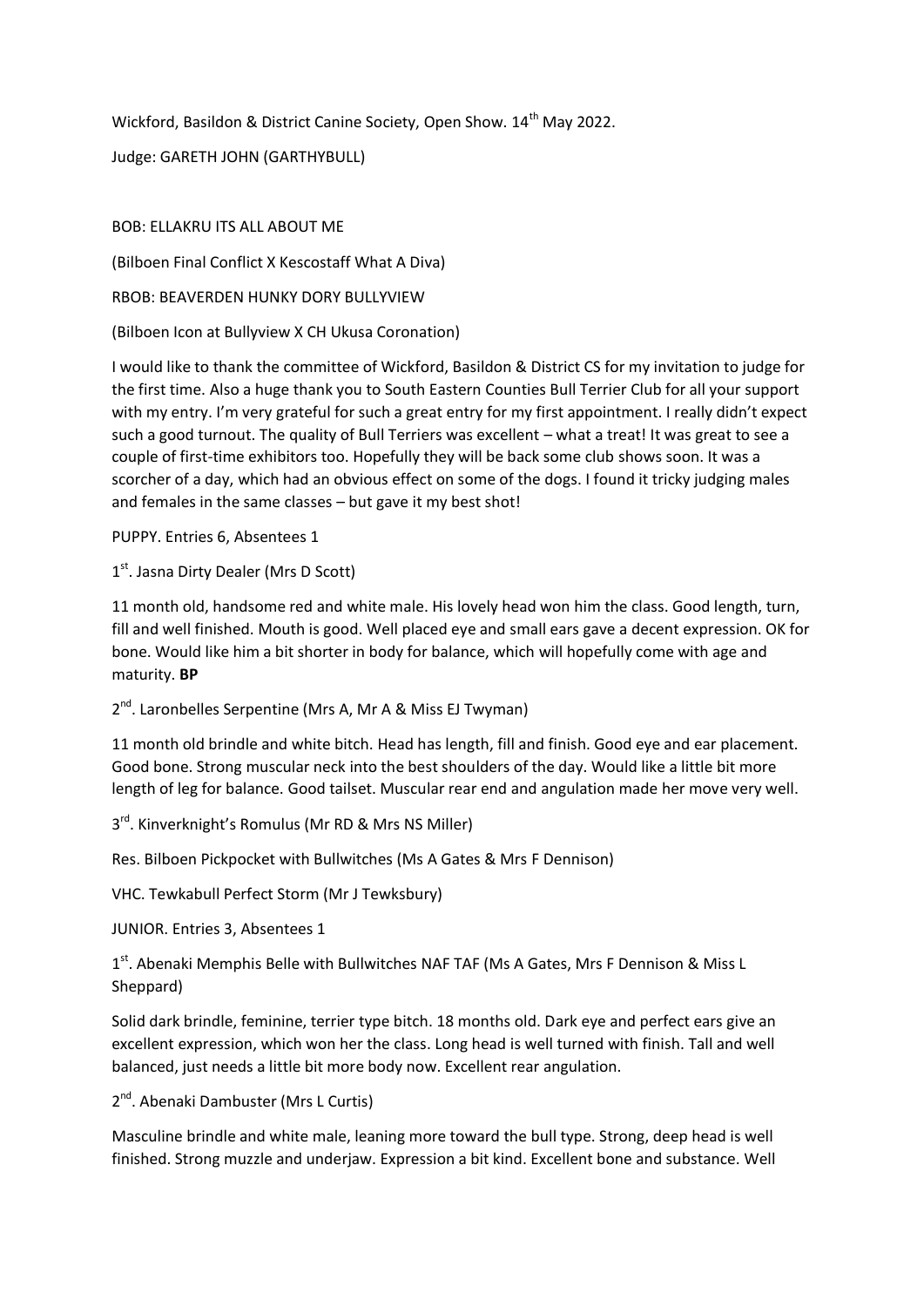Wickford, Basildon & District Canine Society, Open Show. 14th May 2022.

Judge: GARETH JOHN (GARTHYBULL)

BOB: ELLAKRU ITS ALL ABOUT ME

(Bilboen Final Conflict X Kescostaff What A Diva)

RBOB: BEAVERDEN HUNKY DORY BULLYVIEW

(Bilboen Icon at Bullyview X CH Ukusa Coronation)

I would like to thank the committee of Wickford, Basildon & District CS for my invitation to judge for the first time. Also a huge thank you to South Eastern Counties Bull Terrier Club for all your support with my entry. I'm very grateful for such a great entry for my first appointment. I really didn't expect such a good turnout. The quality of Bull Terriers was excellent – what a treat! It was great to see a couple of first-time exhibitors too. Hopefully they will be back some club shows soon. It was a scorcher of a day, which had an obvious effect on some of the dogs. I found it tricky judging males and females in the same classes – but gave it my best shot!

PUPPY. Entries 6, Absentees 1

1st. Jasna Dirty Dealer (Mrs D Scott)

11 month old, handsome red and white male. His lovely head won him the class. Good length, turn, fill and well finished. Mouth is good. Well placed eye and small ears gave a decent expression. OK for bone. Would like him a bit shorter in body for balance, which will hopefully come with age and maturity. **BP**

2nd. Laronbelles Serpentine (Mrs A, Mr A & Miss EJ Twyman)

11 month old brindle and white bitch. Head has length, fill and finish. Good eye and ear placement. Good bone. Strong muscular neck into the best shoulders of the day. Would like a little bit more length of leg for balance. Good tailset. Muscular rear end and angulation made her move very well.

3rd. Kinverknight's Romulus (Mr RD & Mrs NS Miller)

Res. Bilboen Pickpocket with Bullwitches (Ms A Gates & Mrs F Dennison)

VHC. Tewkabull Perfect Storm (Mr J Tewksbury)

JUNIOR. Entries 3, Absentees 1

1st. Abenaki Memphis Belle with Bullwitches NAF TAF (Ms A Gates, Mrs F Dennison & Miss L Sheppard)

Solid dark brindle, feminine, terrier type bitch. 18 months old. Dark eye and perfect ears give an excellent expression, which won her the class. Long head is well turned with finish. Tall and well balanced, just needs a little bit more body now. Excellent rear angulation.

2nd. Abenaki Dambuster (Mrs L Curtis)

Masculine brindle and white male, leaning more toward the bull type. Strong, deep head is well finished. Strong muzzle and underjaw. Expression a bit kind. Excellent bone and substance. Well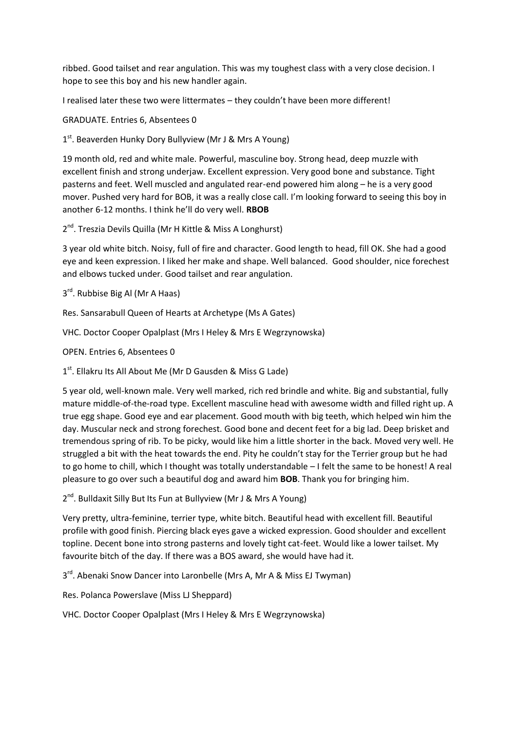ribbed. Good tailset and rear angulation. This was my toughest class with a very close decision. I hope to see this boy and his new handler again.

I realised later these two were littermates – they couldn't have been more different!

GRADUATE. Entries 6, Absentees 0

1st. Beaverden Hunky Dory Bullyview (Mr J & Mrs A Young)

19 month old, red and white male. Powerful, masculine boy. Strong head, deep muzzle with excellent finish and strong underjaw. Excellent expression. Very good bone and substance. Tight pasterns and feet. Well muscled and angulated rear-end powered him along – he is a very good mover. Pushed very hard for BOB, it was a really close call. I'm looking forward to seeing this boy in another 6-12 months. I think he'll do very well. **RBOB**

2nd. Treszia Devils Quilla (Mr H Kittle & Miss A Longhurst)

3 year old white bitch. Noisy, full of fire and character. Good length to head, fill OK. She had a good eye and keen expression. I liked her make and shape. Well balanced. Good shoulder, nice forechest and elbows tucked under. Good tailset and rear angulation.

3rd. Rubbise Big Al (Mr A Haas)

Res. Sansarabull Queen of Hearts at Archetype (Ms A Gates)

VHC. Doctor Cooper Opalplast (Mrs I Heley & Mrs E Wegrzynowska)

OPEN. Entries 6, Absentees 0

1st. Ellakru Its All About Me (Mr D Gausden & Miss G Lade)

5 year old, well-known male. Very well marked, rich red brindle and white. Big and substantial, fully mature middle-of-the-road type. Excellent masculine head with awesome width and filled right up. A true egg shape. Good eye and ear placement. Good mouth with big teeth, which helped win him the day. Muscular neck and strong forechest. Good bone and decent feet for a big lad. Deep brisket and tremendous spring of rib. To be picky, would like him a little shorter in the back. Moved very well. He struggled a bit with the heat towards the end. Pity he couldn't stay for the Terrier group but he had to go home to chill, which I thought was totally understandable – I felt the same to be honest! A real pleasure to go over such a beautiful dog and award him **BOB**. Thank you for bringing him.

2nd. Bulldaxit Silly But Its Fun at Bullyview (Mr J & Mrs A Young)

Very pretty, ultra-feminine, terrier type, white bitch. Beautiful head with excellent fill. Beautiful profile with good finish. Piercing black eyes gave a wicked expression. Good shoulder and excellent topline. Decent bone into strong pasterns and lovely tight cat-feet. Would like a lower tailset. My favourite bitch of the day. If there was a BOS award, she would have had it.

3rd. Abenaki Snow Dancer into Laronbelle (Mrs A, Mr A & Miss EJ Twyman)

Res. Polanca Powerslave (Miss LJ Sheppard)

VHC. Doctor Cooper Opalplast (Mrs I Heley & Mrs E Wegrzynowska)